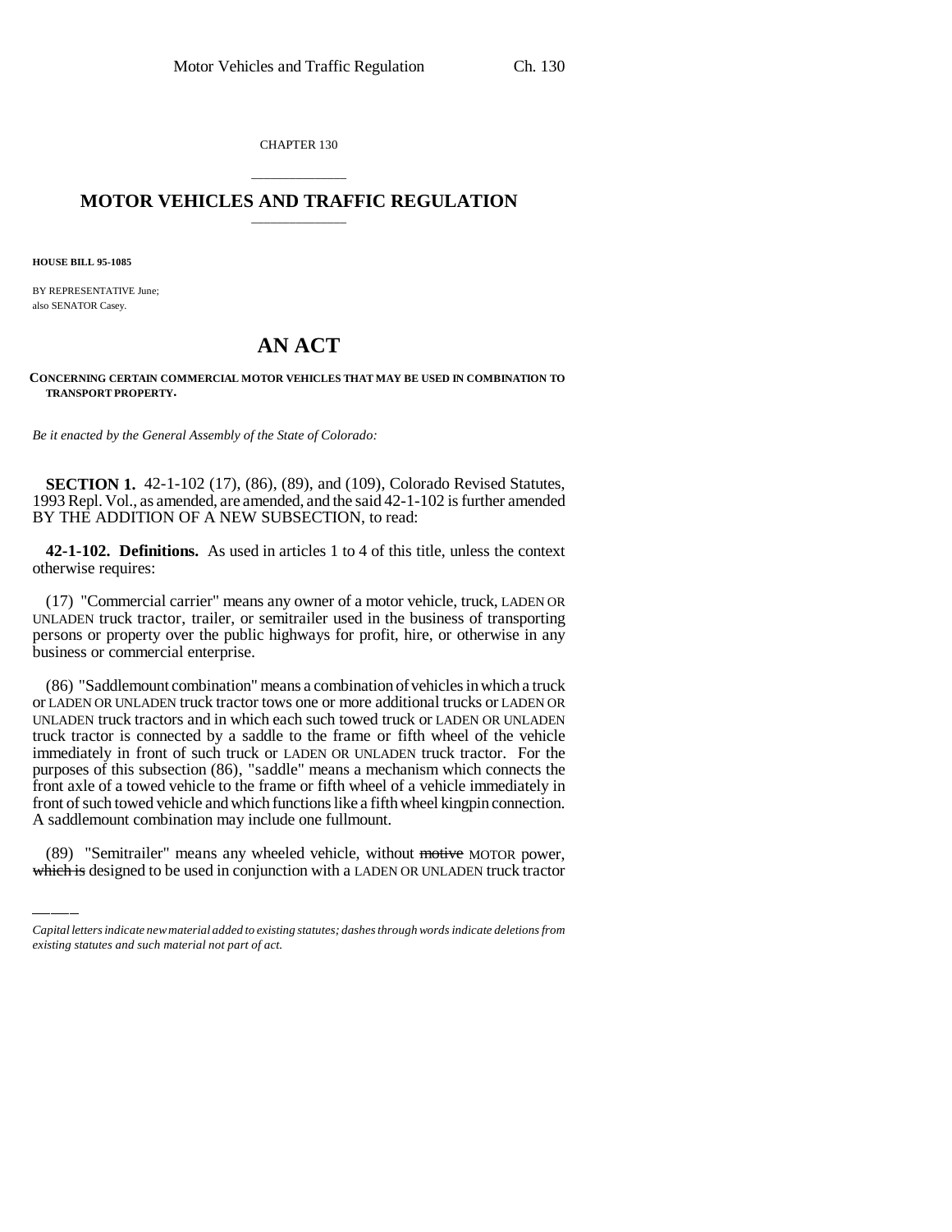CHAPTER 130

# MOTOR VEHICLES AND TRAFFIC REGULATION

**HOUSE BILL 95-1085**

BY REPRESENTATIVE June;
also SENATOR Casey.

# AN ACT

**CONCERNING CERTAIN COMMERCIAL MOTOR VEHICLES THAT MAY BE USED IN COMBINATION TO TRANSPORT PROPERTY.**

*Be it enacted by the General Assembly of the State of Colorado:*

**SECTION 1.** 42-1-102 (17), (86), (89), and (109), Colorado Revised Statutes, 1993 Repl. Vol., as amended, are amended, and the said 42-1-102 is further amended BY THE ADDITION OF A NEW SUBSECTION, to read:

**42-1-102. Definitions.** As used in articles 1 to 4 of this title, unless the context otherwise requires:

(17) "Commercial carrier" means any owner of a motor vehicle, truck, LADEN OR UNLADEN truck tractor, trailer, or semitrailer used in the business of transporting persons or property over the public highways for profit, hire, or otherwise in any business or commercial enterprise.

(86) "Saddlemount combination" means a combination of vehicles in which a truck or LADEN OR UNLADEN truck tractor tows one or more additional trucks or LADEN OR UNLADEN truck tractors and in which each such towed truck or LADEN OR UNLADEN truck tractor is connected by a saddle to the frame or fifth wheel of the vehicle immediately in front of such truck or LADEN OR UNLADEN truck tractor. For the purposes of this subsection (86), "saddle" means a mechanism which connects the front axle of a towed vehicle to the frame or fifth wheel of a vehicle immediately in front of such towed vehicle and which functions like a fifth wheel kingpin connection. A saddlemount combination may include one fullmount.

(89) "Semitrailer" means any wheeled vehicle, without ~~motive~~ MOTOR power, ~~which is~~ designed to be used in conjunction with a LADEN OR UNLADEN truck tractor

*Capital letters indicate new material added to existing statutes; dashes through words indicate deletions from existing statutes and such material not part of act.*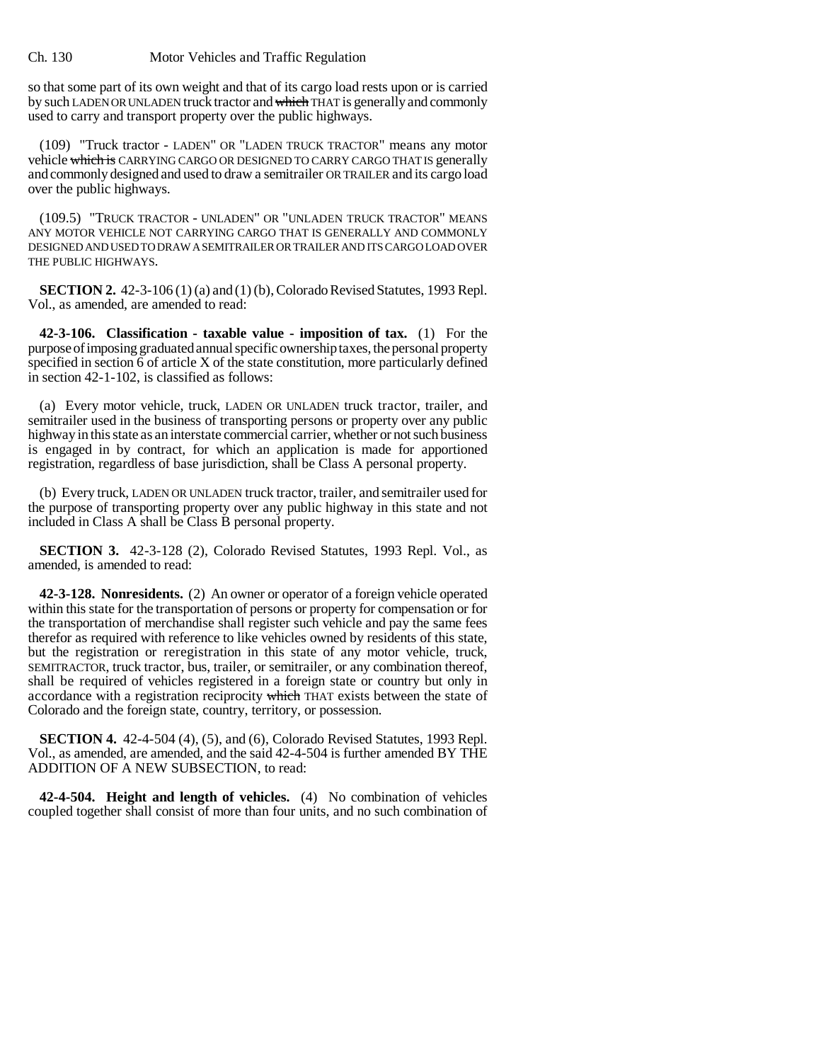so that some part of its own weight and that of its cargo load rests upon or is carried by such LADEN OR UNLADEN truck tractor and ~~which~~ THAT is generally and commonly used to carry and transport property over the public highways.

(109) "Truck tractor - LADEN" OR "LADEN TRUCK TRACTOR" means any motor vehicle ~~which is~~ CARRYING CARGO OR DESIGNED TO CARRY CARGO THAT IS generally and commonly designed and used to draw a semitrailer OR TRAILER and its cargo load over the public highways.

(109.5) "TRUCK TRACTOR - UNLADEN" OR "UNLADEN TRUCK TRACTOR" MEANS ANY MOTOR VEHICLE NOT CARRYING CARGO THAT IS GENERALLY AND COMMONLY DESIGNED AND USED TO DRAW A SEMITRAILER OR TRAILER AND ITS CARGO LOAD OVER THE PUBLIC HIGHWAYS.

**SECTION 2.** 42-3-106 (1) (a) and (1) (b), Colorado Revised Statutes, 1993 Repl. Vol., as amended, are amended to read:

**42-3-106. Classification - taxable value - imposition of tax.** (1) For the purpose of imposing graduated annual specific ownership taxes, the personal property specified in section 6 of article X of the state constitution, more particularly defined in section 42-1-102, is classified as follows:

(a) Every motor vehicle, truck, LADEN OR UNLADEN truck tractor, trailer, and semitrailer used in the business of transporting persons or property over any public highway in this state as an interstate commercial carrier, whether or not such business is engaged in by contract, for which an application is made for apportioned registration, regardless of base jurisdiction, shall be Class A personal property.

(b) Every truck, LADEN OR UNLADEN truck tractor, trailer, and semitrailer used for the purpose of transporting property over any public highway in this state and not included in Class A shall be Class B personal property.

**SECTION 3.** 42-3-128 (2), Colorado Revised Statutes, 1993 Repl. Vol., as amended, is amended to read:

**42-3-128. Nonresidents.** (2) An owner or operator of a foreign vehicle operated within this state for the transportation of persons or property for compensation or for the transportation of merchandise shall register such vehicle and pay the same fees therefor as required with reference to like vehicles owned by residents of this state, but the registration or reregistration in this state of any motor vehicle, truck, SEMITRACTOR, truck tractor, bus, trailer, or semitrailer, or any combination thereof, shall be required of vehicles registered in a foreign state or country but only in accordance with a registration reciprocity ~~which~~ THAT exists between the state of Colorado and the foreign state, country, territory, or possession.

**SECTION 4.** 42-4-504 (4), (5), and (6), Colorado Revised Statutes, 1993 Repl. Vol., as amended, are amended, and the said 42-4-504 is further amended BY THE ADDITION OF A NEW SUBSECTION, to read:

**42-4-504. Height and length of vehicles.** (4) No combination of vehicles coupled together shall consist of more than four units, and no such combination of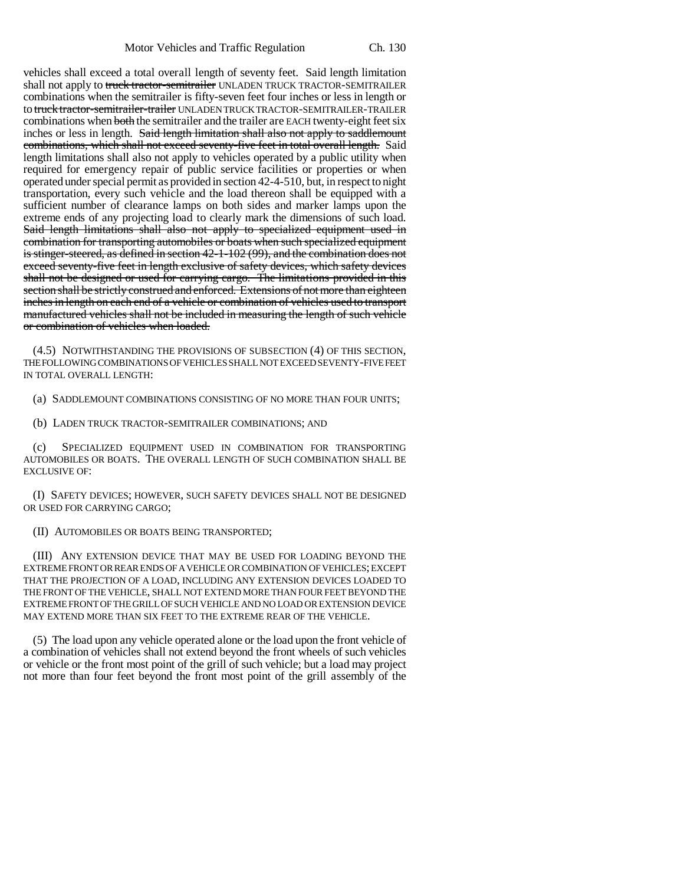vehicles shall exceed a total overall length of seventy feet. Said length limitation shall not apply to ~~truck tractor-semitrailer~~ UNLADEN TRUCK TRACTOR-SEMITRAILER combinations when the semitrailer is fifty-seven feet four inches or less in length or to ~~truck tractor-semitrailer-trailer~~ UNLADEN TRUCK TRACTOR-SEMITRAILER-TRAILER combinations when ~~both~~ the semitrailer and the trailer are EACH twenty-eight feet six inches or less in length. ~~Said length limitation shall also not apply to saddlemount combinations, which shall not exceed seventy-five feet in total overall length.~~ Said length limitations shall also not apply to vehicles operated by a public utility when required for emergency repair of public service facilities or properties or when operated under special permit as provided in section 42-4-510, but, in respect to night transportation, every such vehicle and the load thereon shall be equipped with a sufficient number of clearance lamps on both sides and marker lamps upon the extreme ends of any projecting load to clearly mark the dimensions of such load. ~~Said length limitations shall also not apply to specialized equipment used in combination for transporting automobiles or boats when such specialized equipment is stinger-steered, as defined in section 42-1-102 (99), and the combination does not exceed seventy-five feet in length exclusive of safety devices, which safety devices shall not be designed or used for carrying cargo. The limitations provided in this section shall be strictly construed and enforced. Extensions of not more than eighteen inches in length on each end of a vehicle or combination of vehicles used to transport manufactured vehicles shall not be included in measuring the length of such vehicle or combination of vehicles when loaded.~~

(4.5) NOTWITHSTANDING THE PROVISIONS OF SUBSECTION (4) OF THIS SECTION, THE FOLLOWING COMBINATIONS OF VEHICLES SHALL NOT EXCEED SEVENTY-FIVE FEET IN TOTAL OVERALL LENGTH:

(a) SADDLEMOUNT COMBINATIONS CONSISTING OF NO MORE THAN FOUR UNITS;

(b) LADEN TRUCK TRACTOR-SEMITRAILER COMBINATIONS; AND

(c) SPECIALIZED EQUIPMENT USED IN COMBINATION FOR TRANSPORTING AUTOMOBILES OR BOATS. THE OVERALL LENGTH OF SUCH COMBINATION SHALL BE EXCLUSIVE OF:

(I) SAFETY DEVICES; HOWEVER, SUCH SAFETY DEVICES SHALL NOT BE DESIGNED OR USED FOR CARRYING CARGO;

(II) AUTOMOBILES OR BOATS BEING TRANSPORTED;

(III) ANY EXTENSION DEVICE THAT MAY BE USED FOR LOADING BEYOND THE EXTREME FRONT OR REAR ENDS OF A VEHICLE OR COMBINATION OF VEHICLES; EXCEPT THAT THE PROJECTION OF A LOAD, INCLUDING ANY EXTENSION DEVICES LOADED TO THE FRONT OF THE VEHICLE, SHALL NOT EXTEND MORE THAN FOUR FEET BEYOND THE EXTREME FRONT OF THE GRILL OF SUCH VEHICLE AND NO LOAD OR EXTENSION DEVICE MAY EXTEND MORE THAN SIX FEET TO THE EXTREME REAR OF THE VEHICLE.

(5) The load upon any vehicle operated alone or the load upon the front vehicle of a combination of vehicles shall not extend beyond the front wheels of such vehicles or vehicle or the front most point of the grill of such vehicle; but a load may project not more than four feet beyond the front most point of the grill assembly of the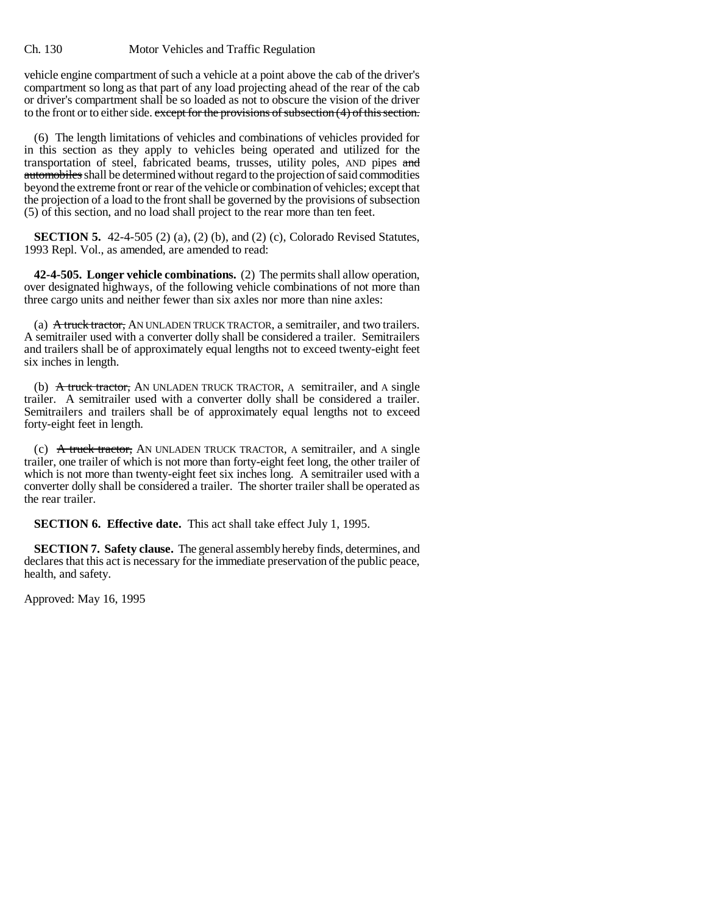vehicle engine compartment of such a vehicle at a point above the cab of the driver's compartment so long as that part of any load projecting ahead of the rear of the cab or driver's compartment shall be so loaded as not to obscure the vision of the driver to the front or to either side. ~~except for the provisions of subsection (4) of this section.~~

(6) The length limitations of vehicles and combinations of vehicles provided for in this section as they apply to vehicles being operated and utilized for the transportation of steel, fabricated beams, trusses, utility poles, AND pipes ~~and automobiles~~ shall be determined without regard to the projection of said commodities beyond the extreme front or rear of the vehicle or combination of vehicles; except that the projection of a load to the front shall be governed by the provisions of subsection (5) of this section, and no load shall project to the rear more than ten feet.

**SECTION 5.** 42-4-505 (2) (a), (2) (b), and (2) (c), Colorado Revised Statutes, 1993 Repl. Vol., as amended, are amended to read:

**42-4-505. Longer vehicle combinations.** (2) The permits shall allow operation, over designated highways, of the following vehicle combinations of not more than three cargo units and neither fewer than six axles nor more than nine axles:

(a) ~~A truck tractor,~~ AN UNLADEN TRUCK TRACTOR, a semitrailer, and two trailers. A semitrailer used with a converter dolly shall be considered a trailer. Semitrailers and trailers shall be of approximately equal lengths not to exceed twenty-eight feet six inches in length.

(b) ~~A truck tractor,~~ AN UNLADEN TRUCK TRACTOR, A semitrailer, and A single trailer. A semitrailer used with a converter dolly shall be considered a trailer. Semitrailers and trailers shall be of approximately equal lengths not to exceed forty-eight feet in length.

(c) ~~A truck tractor,~~ AN UNLADEN TRUCK TRACTOR, A semitrailer, and A single trailer, one trailer of which is not more than forty-eight feet long, the other trailer of which is not more than twenty-eight feet six inches long. A semitrailer used with a converter dolly shall be considered a trailer. The shorter trailer shall be operated as the rear trailer.

**SECTION 6. Effective date.** This act shall take effect July 1, 1995.

**SECTION 7. Safety clause.** The general assembly hereby finds, determines, and declares that this act is necessary for the immediate preservation of the public peace, health, and safety.

Approved: May 16, 1995